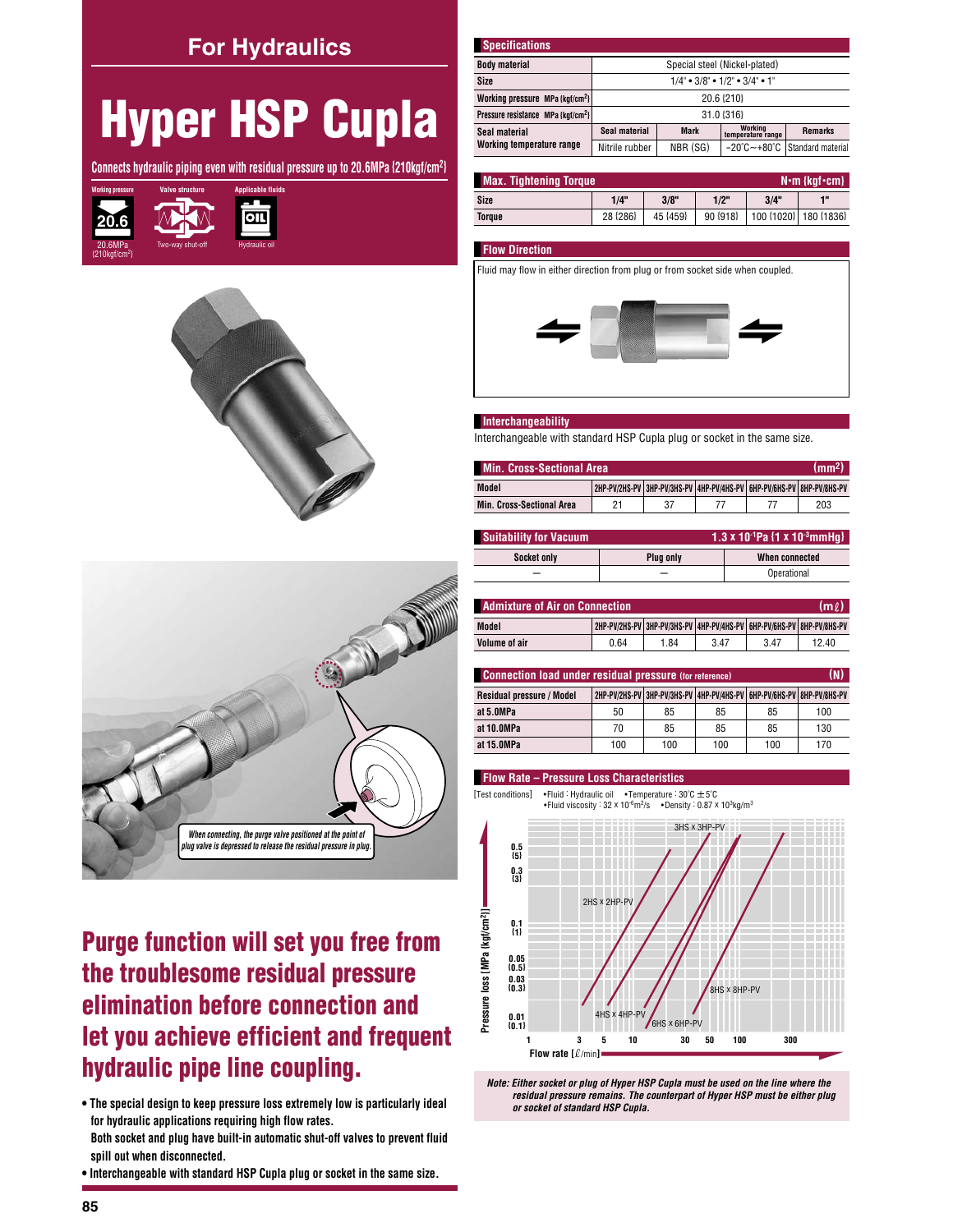## For Hydraulics

# Hyper HSP Cupla

**Connects hydraulic piping even with residual pressure up to 20.6MPa {210kgf/cm²}**

Working pressure: 20.6MPa {210kgf/cm²} | Valve structure: Two-way shut-off | Applicable fluids: Hydraulic oil

*When connecting, the purge valve positioned at the point of plug valve is depressed to release the residual pressure in plug.*

## Purge function will set you free from the troublesome residual pressure elimination before connection and let you achieve efficient and frequent hydraulic pipe line coupling.

- **The special design to keep pressure loss extremely low is particularly ideal for hydraulic applications requiring high flow rates. Both socket and plug have built-in automatic shut-off valves to prevent fluid spill out when disconnected.**
- **Interchangeable with standard HSP Cupla plug or socket in the same size.**

### Specifications

| | | | | |
|---|---|---|---|---|
| **Body material** | Special steel (Nickel-plated) | | | |
| **Size** | 1/4" • 3/8" • 1/2" • 3/4" • 1" | | | |
| **Working pressure** MPa {kgf/cm²} | 20.6 {210} | | | |
| **Pressure resistance** MPa {kgf/cm²} | 31.0 {316} | | | |
| **Seal material / Working temperature range** | Seal material | Mark | Working temperature range | Remarks |
| | Nitrile rubber | NBR (SG) | −20°C ~ +80°C | Standard material |

### Max. Tightening Torque N·m {kgf·cm}

| Size | 1/4" | 3/8" | 1/2" | 3/4" | 1" |
|---|---|---|---|---|---|
| Torque | 28 {286} | 45 {459} | 90 {918} | 100 {1020} | 180 {1836} |

### Flow Direction

Fluid may flow in either direction from plug or from socket side when coupled.

### Interchangeability

Interchangeable with standard HSP Cupla plug or socket in the same size.

### Min. Cross-Sectional Area (mm²)

| Model | 2HP-PV/2HS-PV | 3HP-PV/3HS-PV | 4HP-PV/4HS-PV | 6HP-PV/6HS-PV | 8HP-PV/8HS-PV |
|---|---|---|---|---|---|
| Min. Cross-Sectional Area | 21 | 37 | 77 | 77 | 203 |

### Suitability for Vacuum $1.3 \times 10^{-1}$Pa {$1 \times 10^{-3}$mmHg}

| Socket only | Plug only | When connected |
|---|---|---|
| — | — | Operational |

### Admixture of Air on Connection (mℓ)

| Model | 2HP-PV/2HS-PV | 3HP-PV/3HS-PV | 4HP-PV/4HS-PV | 6HP-PV/6HS-PV | 8HP-PV/8HS-PV |
|---|---|---|---|---|---|
| Volume of air | 0.64 | 1.84 | 3.47 | 3.47 | 12.40 |

### Connection load under residual pressure (for reference) (N)

| Residual pressure / Model | 2HP-PV/2HS-PV | 3HP-PV/3HS-PV | 4HP-PV/4HS-PV | 6HP-PV/6HS-PV | 8HP-PV/8HS-PV |
|---|---|---|---|---|---|
| at 5.0MPa | 50 | 85 | 85 | 85 | 100 |
| at 10.0MPa | 70 | 85 | 85 | 85 | 130 |
| at 15.0MPa | 100 | 100 | 100 | 100 | 170 |

### Flow Rate – Pressure Loss Characteristics

[Test conditions] •Fluid : Hydraulic oil •Temperature : 30°C ± 5°C •Fluid viscosity : $32 \times 10^{-6}$m²/s •Density : $0.87 \times 10^{3}$kg/m³

Curves: 2HS × 2HP-PV, 3HS × 3HP-PV, 4HS × 4HP-PV, 6HS × 6HP-PV, 8HS × 8HP-PV

Pressure loss [MPa {kgf/cm²}]: 0.01 {0.1}, 0.03 {0.3}, 0.05 {0.5}, 0.1 {1}, 0.3 {3}, 0.5 {5}

Flow rate [ℓ/min]: 1, 3, 5, 10, 30, 50, 100, 300

*Note: Either socket or plug of Hyper HSP Cupla must be used on the line where the residual pressure remains. The counterpart of Hyper HSP must be either plug or socket of standard HSP Cupla.*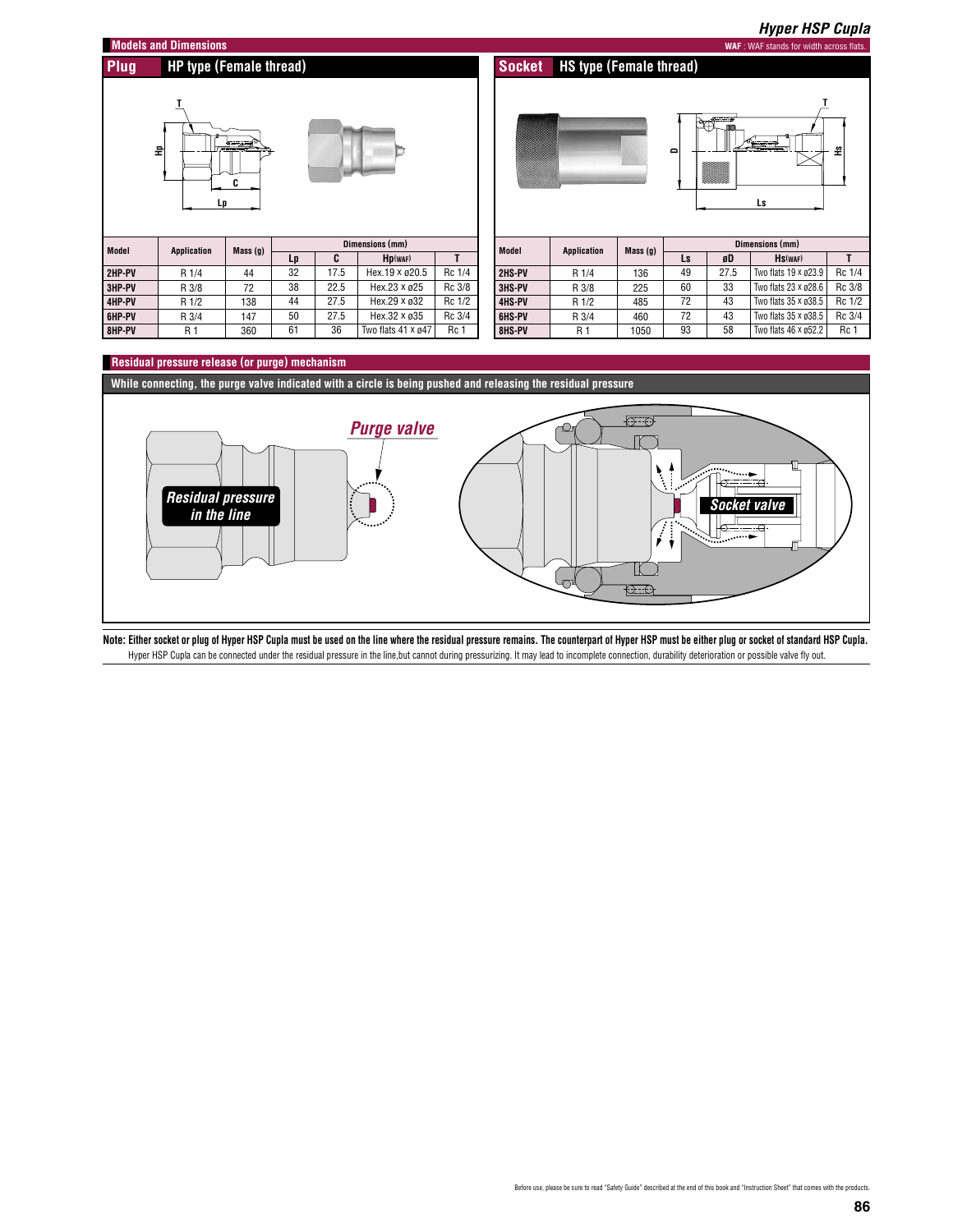## Models and Dimensions

WAF : WAF stands for width across flats.

### Plug HP type (Female thread)

| Model | Application | Mass (g) | Dimensions (mm) | | | |
|---|---|---|---|---|---|---|
| | | | Lp | C | Hp(WAF) | T |
| 2HP-PV | R 1/4 | 44 | 32 | 17.5 | Hex.19 x ø20.5 | Rc 1/4 |
| 3HP-PV | R 3/8 | 72 | 38 | 22.5 | Hex.23 x ø25 | Rc 3/8 |
| 4HP-PV | R 1/2 | 138 | 44 | 27.5 | Hex.29 x ø32 | Rc 1/2 |
| 6HP-PV | R 3/4 | 147 | 50 | 27.5 | Hex.32 x ø35 | Rc 3/4 |
| 8HP-PV | R 1 | 360 | 61 | 36 | Two flats 41 x ø47 | Rc 1 |

### Socket HS type (Female thread)

| Model | Application | Mass (g) | Dimensions (mm) | | | |
|---|---|---|---|---|---|---|
| | | | Ls | øD | Hs(WAF) | T |
| 2HS-PV | R 1/4 | 136 | 49 | 27.5 | Two flats 19 x ø23.9 | Rc 1/4 |
| 3HS-PV | R 3/8 | 225 | 60 | 33 | Two flats 23 x ø28.6 | Rc 3/8 |
| 4HS-PV | R 1/2 | 485 | 72 | 43 | Two flats 35 x ø38.5 | Rc 1/2 |
| 6HS-PV | R 3/4 | 460 | 72 | 43 | Two flats 35 x ø38.5 | Rc 3/4 |
| 8HS-PV | R 1 | 1050 | 93 | 58 | Two flats 46 x ø52.2 | Rc 1 |

## Residual pressure release (or purge) mechanism

**While connecting, the purge valve indicated with a circle is being pushed and releasing the residual pressure**

Purge valve

Residual pressure in the line

Socket valve

**Note: Either socket or plug of Hyper HSP Cupla must be used on the line where the residual pressure remains. The counterpart of Hyper HSP must be either plug or socket of standard HSP Cupla.**

Hyper HSP Cupla can be connected under the residual pressure in the line,but cannot during pressurizing. It may lead to incomplete connection, durability deterioration or possible valve fly out.

Before use, please be sure to read "Safety Guide" described at the end of this book and "Instruction Sheet" that comes with the products.